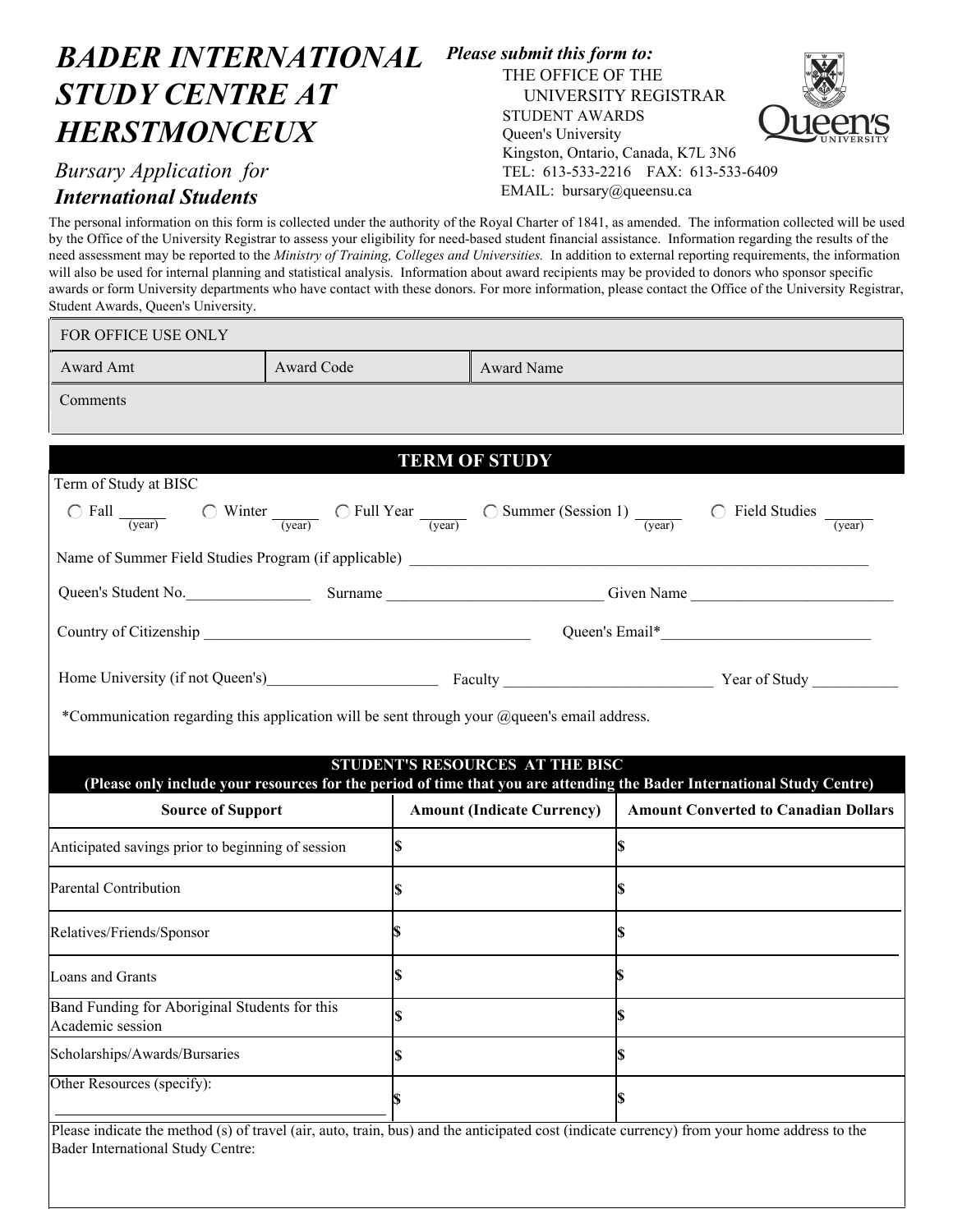# BADER INTERNATIONAL STUDY CENTRE AT HERSTMONCEUX

*Bursary Application for*
***International Students***

***Please submit this form to:***
THE OFFICE OF THE
UNIVERSITY REGISTRAR
STUDENT AWARDS
Queen's University
Kingston, Ontario, Canada, K7L 3N6
TEL: 613-533-2216 FAX: 613-533-6409
EMAIL: bursary@queensu.ca

The personal information on this form is collected under the authority of the Royal Charter of 1841, as amended. The information collected will be used by the Office of the University Registrar to assess your eligibility for need-based student financial assistance. Information regarding the results of the need assessment may be reported to the *Ministry of Training, Colleges and Universities.* In addition to external reporting requirements, the information will also be used for internal planning and statistical analysis. Information about award recipients may be provided to donors who sponsor specific awards or form University departments who have contact with these donors. For more information, please contact the Office of the University Registrar, Student Awards, Queen's University.

| FOR OFFICE USE ONLY | | |
|---|---|---|
| Award Amt | Award Code | Award Name |
| Comments | | |

## TERM OF STUDY

Term of Study at BISC

○ Fall ______ (year) ○ Winter ______ (year) ○ Full Year ______ (year) ○ Summer (Session 1) ______ (year) ○ Field Studies ______ (year)

Name of Summer Field Studies Program (if applicable) ____________________

Queen's Student No.________________ Surname ____________________ Given Name ____________________

Country of Citizenship ____________________ Queen's Email*____________________

Home University (if not Queen's)____________________ Faculty ____________________ Year of Study ___________

*Communication regarding this application will be sent through your @queen's email address.

## STUDENT'S RESOURCES AT THE BISC

**(Please only include your resources for the period of time that you are attending the Bader International Study Centre)**

| Source of Support | Amount (Indicate Currency) | Amount Converted to Canadian Dollars |
|---|---|---|
| Anticipated savings prior to beginning of session | $ | $ |
| Parental Contribution | $ | $ |
| Relatives/Friends/Sponsor | $ | $ |
| Loans and Grants | $ | $ |
| Band Funding for Aboriginal Students for this Academic session | $ | $ |
| Scholarships/Awards/Bursaries | $ | $ |
| Other Resources (specify): ____________________ | $ | $ |

Please indicate the method (s) of travel (air, auto, train, bus) and the anticipated cost (indicate currency) from your home address to the Bader International Study Centre: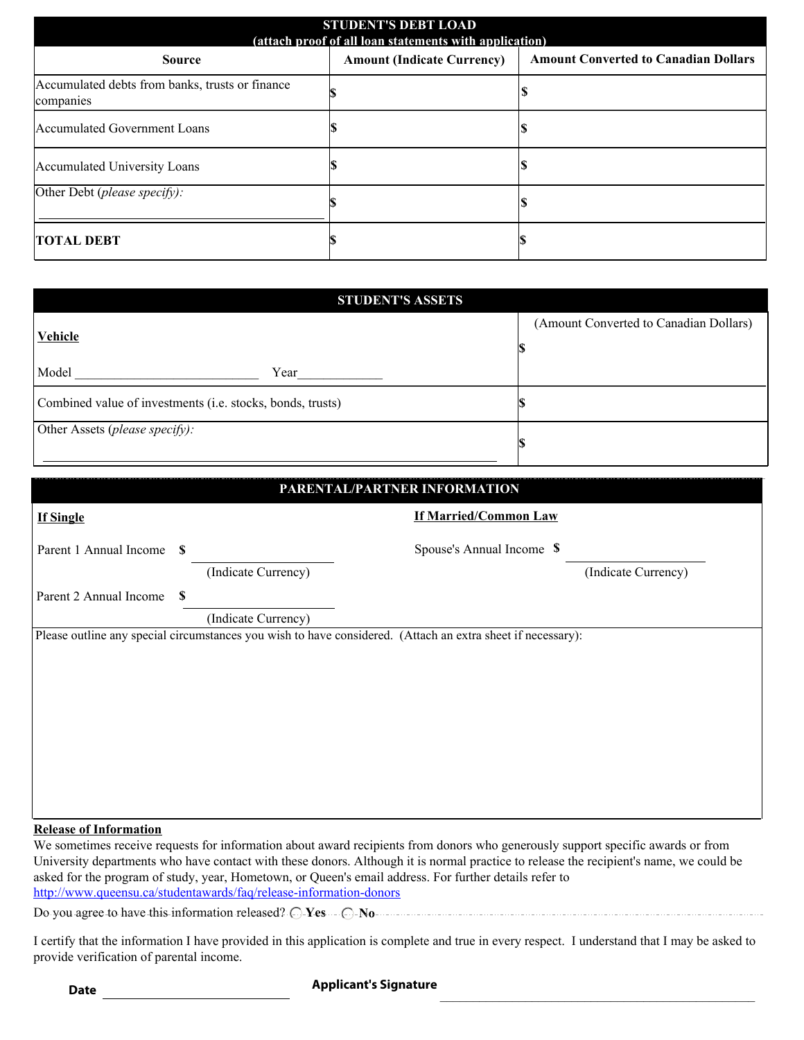## STUDENT'S DEBT LOAD
(attach proof of all loan statements with application)

| Source | Amount (Indicate Currency) | Amount Converted to Canadian Dollars |
|---|---|---|
| Accumulated debts from banks, trusts or finance companies | $ | $ |
| Accumulated Government Loans | $ | $ |
| Accumulated University Loans | $ | $ |
| Other Debt (*please specify*): ______________________________ | $ | $ |
| **TOTAL DEBT** | $ | $ |

## STUDENT'S ASSETS

| | (Amount Converted to Canadian Dollars) |
|---|---|
| **Vehicle** Model ____________________ Year __________ | $ |
| Combined value of investments (i.e. stocks, bonds, trusts) | $ |
| Other Assets (*please specify*): ______________________________ | $ |

## PARENTAL/PARTNER INFORMATION

**If Single**

Parent 1 Annual Income **$** ______________ (Indicate Currency)

Parent 2 Annual Income **$** ______________ (Indicate Currency)

**If Married/Common Law**

Spouse's Annual Income **$** ______________ (Indicate Currency)

Please outline any special circumstances you wish to have considered. (Attach an extra sheet if necessary):

**Release of Information**

We sometimes receive requests for information about award recipients from donors who generously support specific awards or from University departments who have contact with these donors. Although it is normal practice to release the recipient's name, we could be asked for the program of study, year, Hometown, or Queen's email address. For further details refer to http://www.queensu.ca/studentawards/faq/release-information-donors

Do you agree to have this information released? ○ **Yes** ○ **No**

I certify that the information I have provided in this application is complete and true in every respect. I understand that I may be asked to provide verification of parental income.

**Date** ______________________ **Applicant's Signature** ______________________